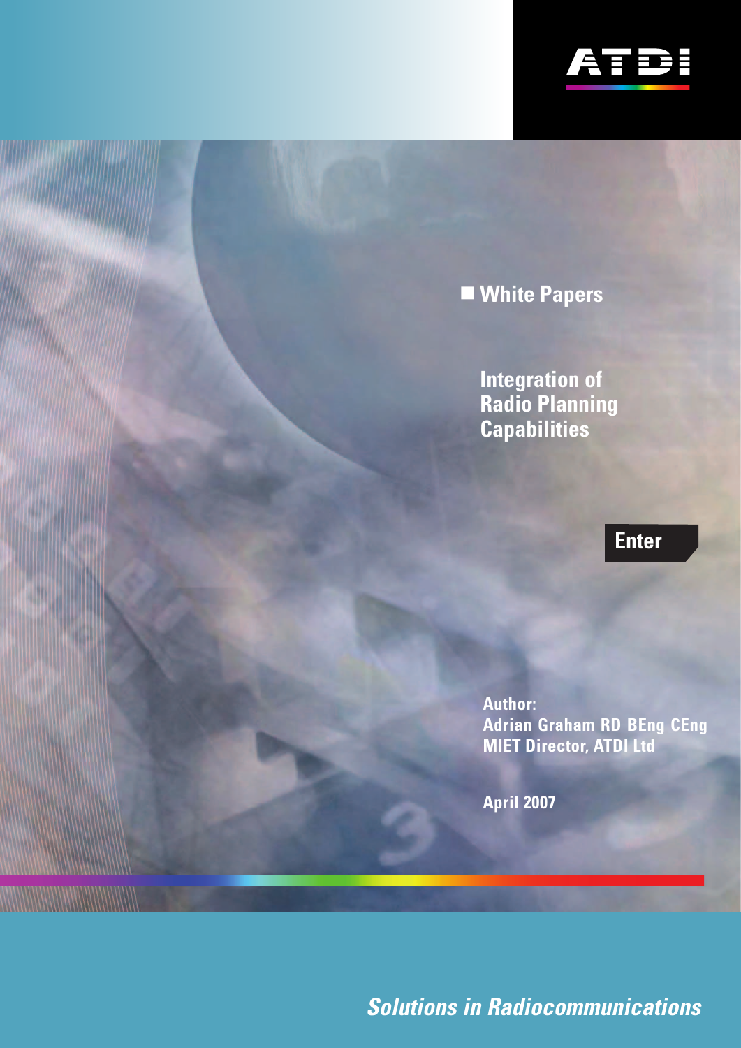ATDI

■ White Papers

# Integration of Radio Planning Capabilities

Enter

**Author:**
**Adrian Graham RD BEng CEng MIET Director, ATDI Ltd**

**April 2007**

***Solutions in Radiocommunications***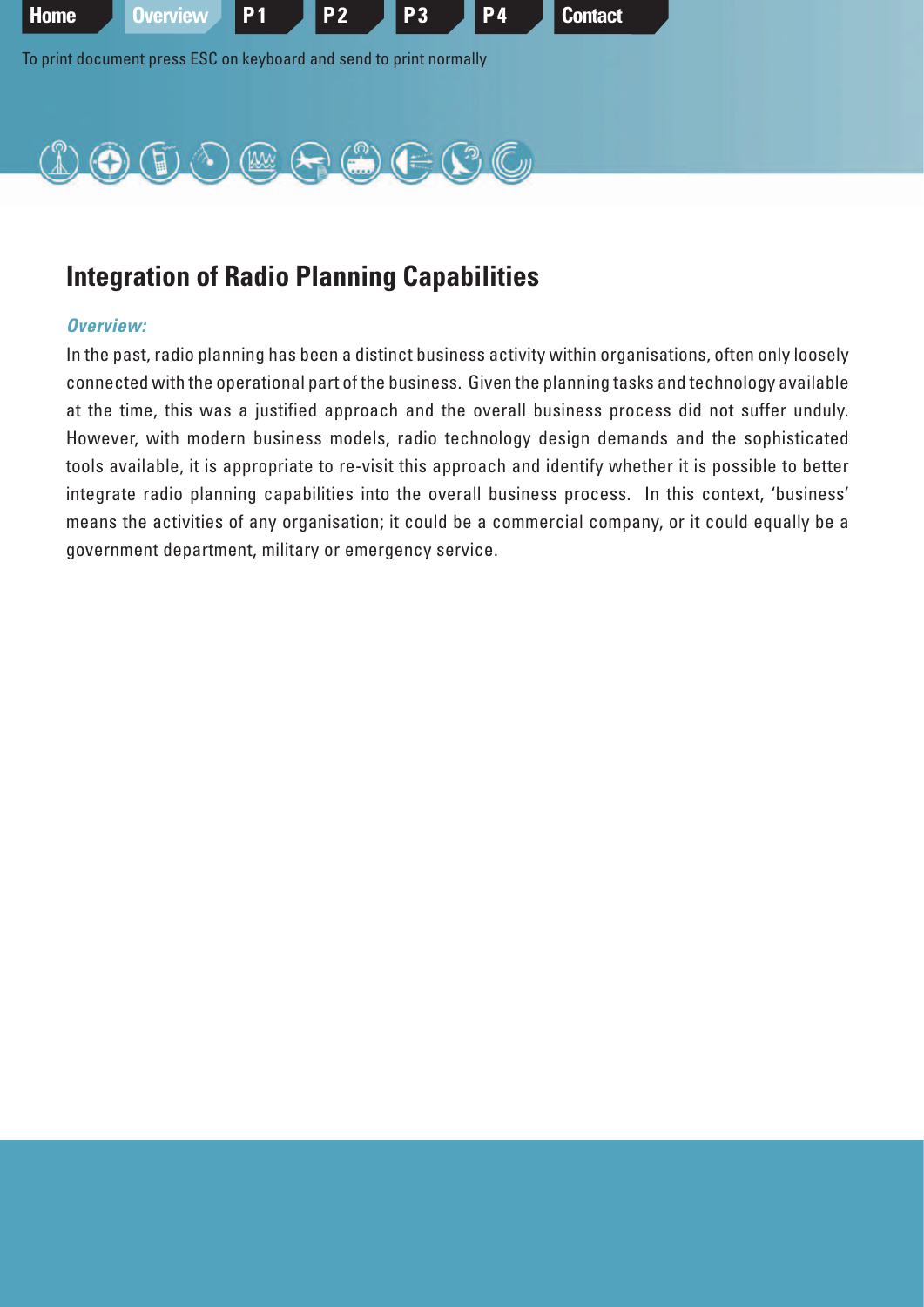## Integration of Radio Planning Capabilities

***Overview:***

In the past, radio planning has been a distinct business activity within organisations, often only loosely connected with the operational part of the business. Given the planning tasks and technology available at the time, this was a justified approach and the overall business process did not suffer unduly. However, with modern business models, radio technology design demands and the sophisticated tools available, it is appropriate to re-visit this approach and identify whether it is possible to better integrate radio planning capabilities into the overall business process. In this context, 'business' means the activities of any organisation; it could be a commercial company, or it could equally be a government department, military or emergency service.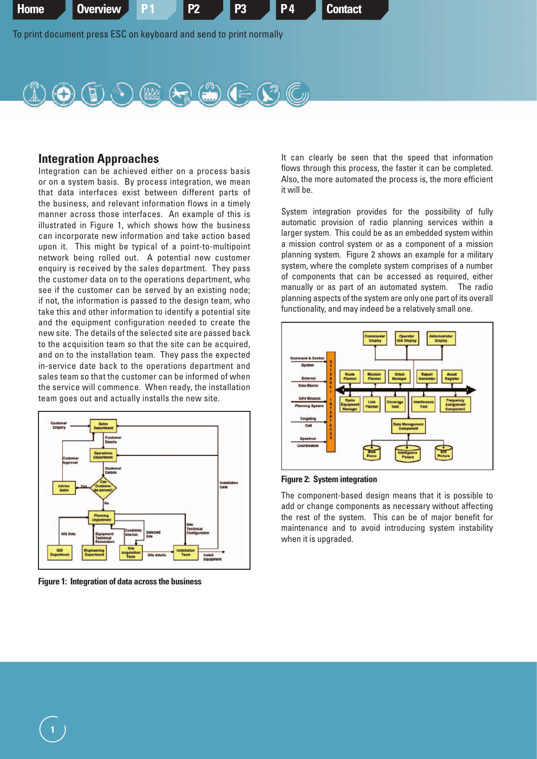## Integration Approaches

Integration can be achieved either on a process basis or on a system basis. By process integration, we mean that data interfaces exist between different parts of the business, and relevant information flows in a timely manner across those interfaces. An example of this is illustrated in Figure 1, which shows how the business can incorporate new information and take action based upon it. This might be typical of a point-to-multipoint network being rolled out. A potential new customer enquiry is received by the sales department. They pass the customer data on to the operations department, who see if the customer can be served by an existing node; if not, the information is passed to the design team, who take this and other information to identify a potential site and the equipment configuration needed to create the new site. The details of the selected site are passed back to the acquisition team so that the site can be acquired, and on to the installation team. They pass the expected in-service date back to the operations department and sales team so that the customer can be informed of when the service will commence. When ready, the installation team goes out and actually installs the new site.

Figure 1: Integration of data across the business

It can clearly be seen that the speed that information flows through this process, the faster it can be completed. Also, the more automated the process is, the more efficient it will be.

System integration provides for the possibility of fully automatic provision of radio planning services within a larger system. This could be as an embedded system within a mission control system or as a component of a mission planning system. Figure 2 shows an example for a military system, where the complete system comprises of a number of components that can be accessed as required, either manually or as part of an automated system. The radio planning aspects of the system are only one part of its overall functionality, and may indeed be a relatively small one.

Figure 2: System integration

The component-based design means that it is possible to add or change components as necessary without affecting the rest of the system. This can be of major benefit for maintenance and to avoid introducing system instability when it is upgraded.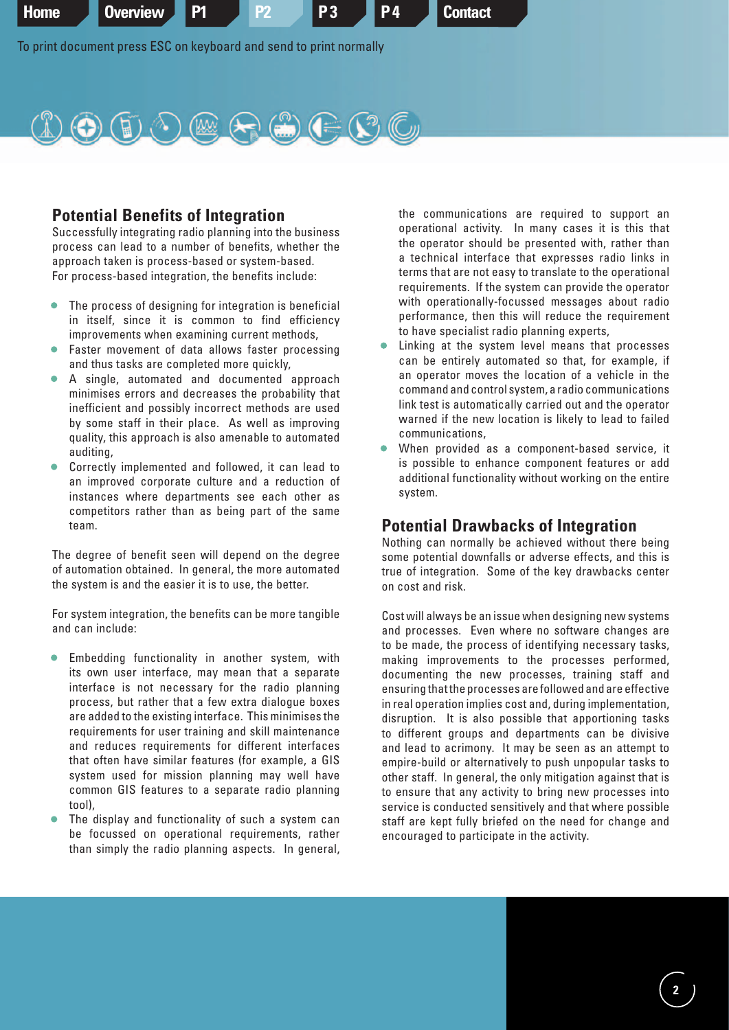## Potential Benefits of Integration

Successfully integrating radio planning into the business process can lead to a number of benefits, whether the approach taken is process-based or system-based. For process-based integration, the benefits include:

- The process of designing for integration is beneficial in itself, since it is common to find efficiency improvements when examining current methods,
- Faster movement of data allows faster processing and thus tasks are completed more quickly,
- A single, automated and documented approach minimises errors and decreases the probability that inefficient and possibly incorrect methods are used by some staff in their place. As well as improving quality, this approach is also amenable to automated auditing,
- Correctly implemented and followed, it can lead to an improved corporate culture and a reduction of instances where departments see each other as competitors rather than as being part of the same team.

The degree of benefit seen will depend on the degree of automation obtained. In general, the more automated the system is and the easier it is to use, the better.

For system integration, the benefits can be more tangible and can include:

- Embedding functionality in another system, with its own user interface, may mean that a separate interface is not necessary for the radio planning process, but rather that a few extra dialogue boxes are added to the existing interface. This minimises the requirements for user training and skill maintenance and reduces requirements for different interfaces that often have similar features (for example, a GIS system used for mission planning may well have common GIS features to a separate radio planning tool),
- The display and functionality of such a system can be focussed on operational requirements, rather than simply the radio planning aspects. In general, the communications are required to support an operational activity. In many cases it is this that the operator should be presented with, rather than a technical interface that expresses radio links in terms that are not easy to translate to the operational requirements. If the system can provide the operator with operationally-focussed messages about radio performance, then this will reduce the requirement to have specialist radio planning experts,
- Linking at the system level means that processes can be entirely automated so that, for example, if an operator moves the location of a vehicle in the command and control system, a radio communications link test is automatically carried out and the operator warned if the new location is likely to lead to failed communications,
- When provided as a component-based service, it is possible to enhance component features or add additional functionality without working on the entire system.

## Potential Drawbacks of Integration

Nothing can normally be achieved without there being some potential downfalls or adverse effects, and this is true of integration. Some of the key drawbacks center on cost and risk.

Cost will always be an issue when designing new systems and processes. Even where no software changes are to be made, the process of identifying necessary tasks, making improvements to the processes performed, documenting the new processes, training staff and ensuring that the processes are followed and are effective in real operation implies cost and, during implementation, disruption. It is also possible that apportioning tasks to different groups and departments can be divisive and lead to acrimony. It may be seen as an attempt to empire-build or alternatively to push unpopular tasks to other staff. In general, the only mitigation against that is to ensure that any activity to bring new processes into service is conducted sensitively and that where possible staff are kept fully briefed on the need for change and encouraged to participate in the activity.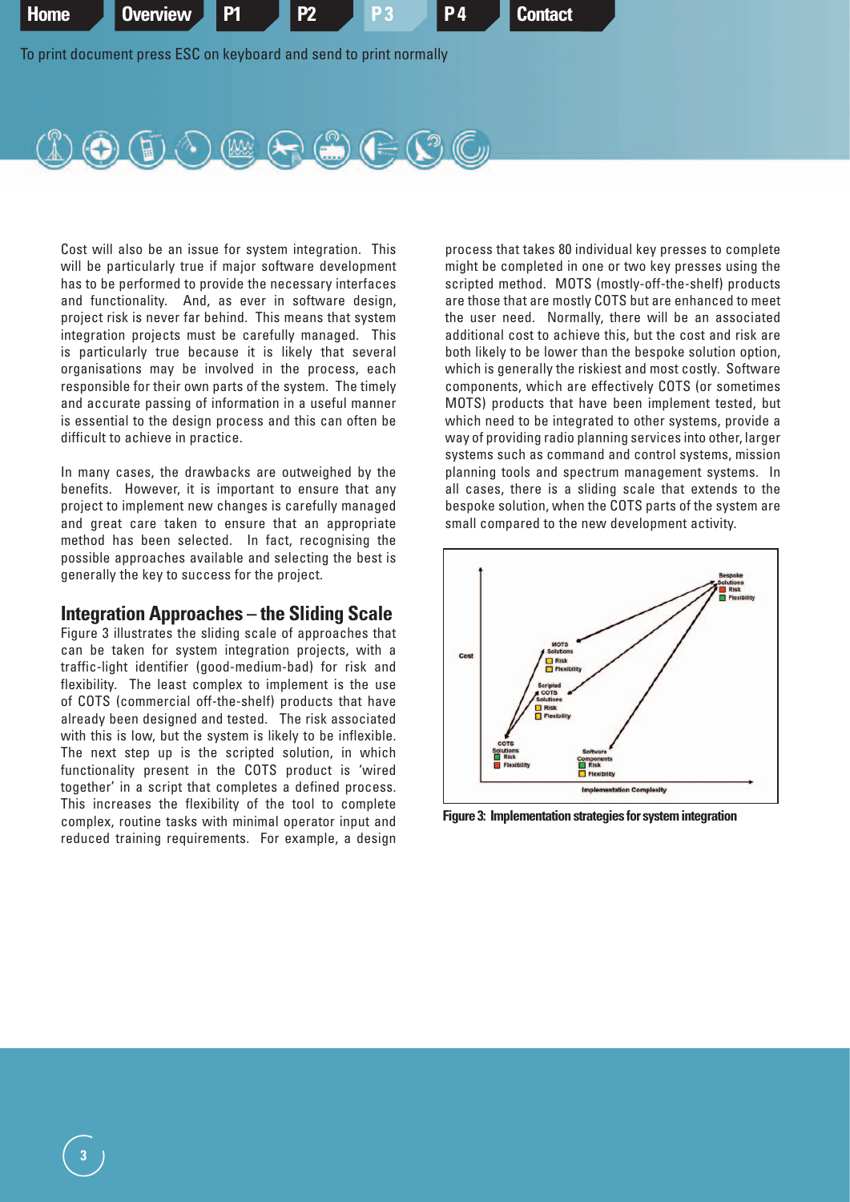Cost will also be an issue for system integration. This will be particularly true if major software development has to be performed to provide the necessary interfaces and functionality. And, as ever in software design, project risk is never far behind. This means that system integration projects must be carefully managed. This is particularly true because it is likely that several organisations may be involved in the process, each responsible for their own parts of the system. The timely and accurate passing of information in a useful manner is essential to the design process and this can often be difficult to achieve in practice.

In many cases, the drawbacks are outweighed by the benefits. However, it is important to ensure that any project to implement new changes is carefully managed and great care taken to ensure that an appropriate method has been selected. In fact, recognising the possible approaches available and selecting the best is generally the key to success for the project.

## Integration Approaches – the Sliding Scale

Figure 3 illustrates the sliding scale of approaches that can be taken for system integration projects, with a traffic-light identifier (good-medium-bad) for risk and flexibility. The least complex to implement is the use of COTS (commercial off-the-shelf) products that have already been designed and tested. The risk associated with this is low, but the system is likely to be inflexible. The next step up is the scripted solution, in which functionality present in the COTS product is 'wired together' in a script that completes a defined process. This increases the flexibility of the tool to complete complex, routine tasks with minimal operator input and reduced training requirements. For example, a design process that takes 80 individual key presses to complete might be completed in one or two key presses using the scripted method. MOTS (mostly-off-the-shelf) products are those that are mostly COTS but are enhanced to meet the user need. Normally, there will be an associated additional cost to achieve this, but the cost and risk are both likely to be lower than the bespoke solution option, which is generally the riskiest and most costly. Software components, which are effectively COTS (or sometimes MOTS) products that have been implement tested, but which need to be integrated to other systems, provide a way of providing radio planning services into other, larger systems such as command and control systems, mission planning tools and spectrum management systems. In all cases, there is a sliding scale that extends to the bespoke solution, when the COTS parts of the system are small compared to the new development activity.

**Figure 3: Implementation strategies for system integration**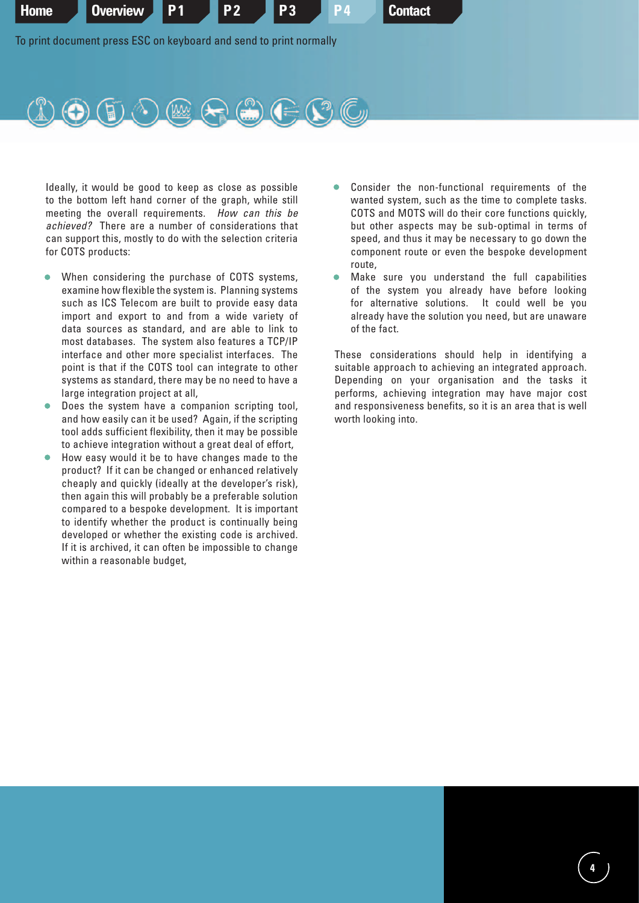Ideally, it would be good to keep as close as possible to the bottom left hand corner of the graph, while still meeting the overall requirements. *How can this be achieved?* There are a number of considerations that can support this, mostly to do with the selection criteria for COTS products:

- When considering the purchase of COTS systems, examine how flexible the system is. Planning systems such as ICS Telecom are built to provide easy data import and export to and from a wide variety of data sources as standard, and are able to link to most databases. The system also features a TCP/IP interface and other more specialist interfaces. The point is that if the COTS tool can integrate to other systems as standard, there may be no need to have a large integration project at all,
- Does the system have a companion scripting tool, and how easily can it be used? Again, if the scripting tool adds sufficient flexibility, then it may be possible to achieve integration without a great deal of effort,
- How easy would it be to have changes made to the product? If it can be changed or enhanced relatively cheaply and quickly (ideally at the developer's risk), then again this will probably be a preferable solution compared to a bespoke development. It is important to identify whether the product is continually being developed or whether the existing code is archived. If it is archived, it can often be impossible to change within a reasonable budget,
- Consider the non-functional requirements of the wanted system, such as the time to complete tasks. COTS and MOTS will do their core functions quickly, but other aspects may be sub-optimal in terms of speed, and thus it may be necessary to go down the component route or even the bespoke development route,
- Make sure you understand the full capabilities of the system you already have before looking for alternative solutions. It could well be you already have the solution you need, but are unaware of the fact.

These considerations should help in identifying a suitable approach to achieving an integrated approach. Depending on your organisation and the tasks it performs, achieving integration may have major cost and responsiveness benefits, so it is an area that is well worth looking into.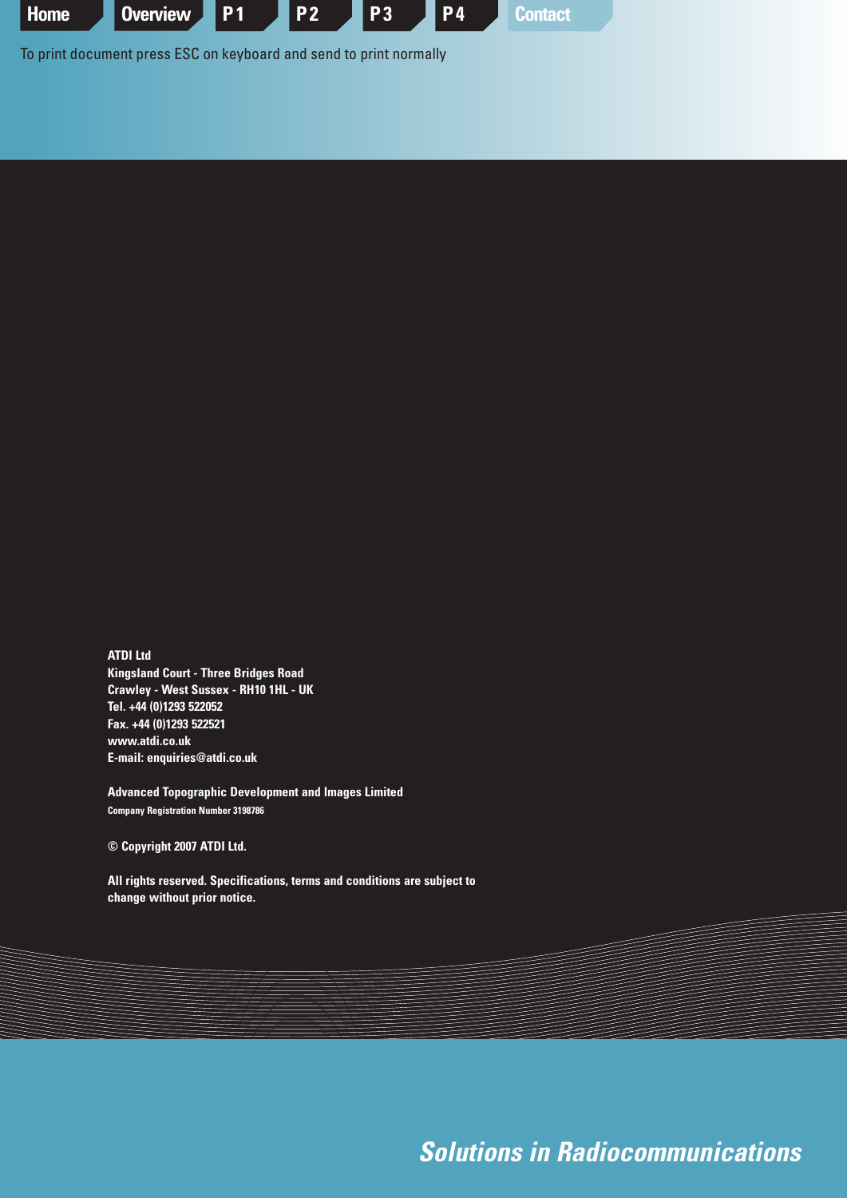Home | Overview | P1 | P2 | P3 | P4 | Contact

To print document press ESC on keyboard and send to print normally

**ATDI Ltd**
**Kingsland Court - Three Bridges Road**
**Crawley - West Sussex - RH10 1HL - UK**
**Tel. +44 (0)1293 522052**
**Fax. +44 (0)1293 522521**
**www.atdi.co.uk**
**E-mail: enquiries@atdi.co.uk**

**Advanced Topographic Development and Images Limited**
**Company Registration Number 3198786**

**© Copyright 2007 ATDI Ltd.**

**All rights reserved. Specifications, terms and conditions are subject to change without prior notice.**

***Solutions in Radiocommunications***